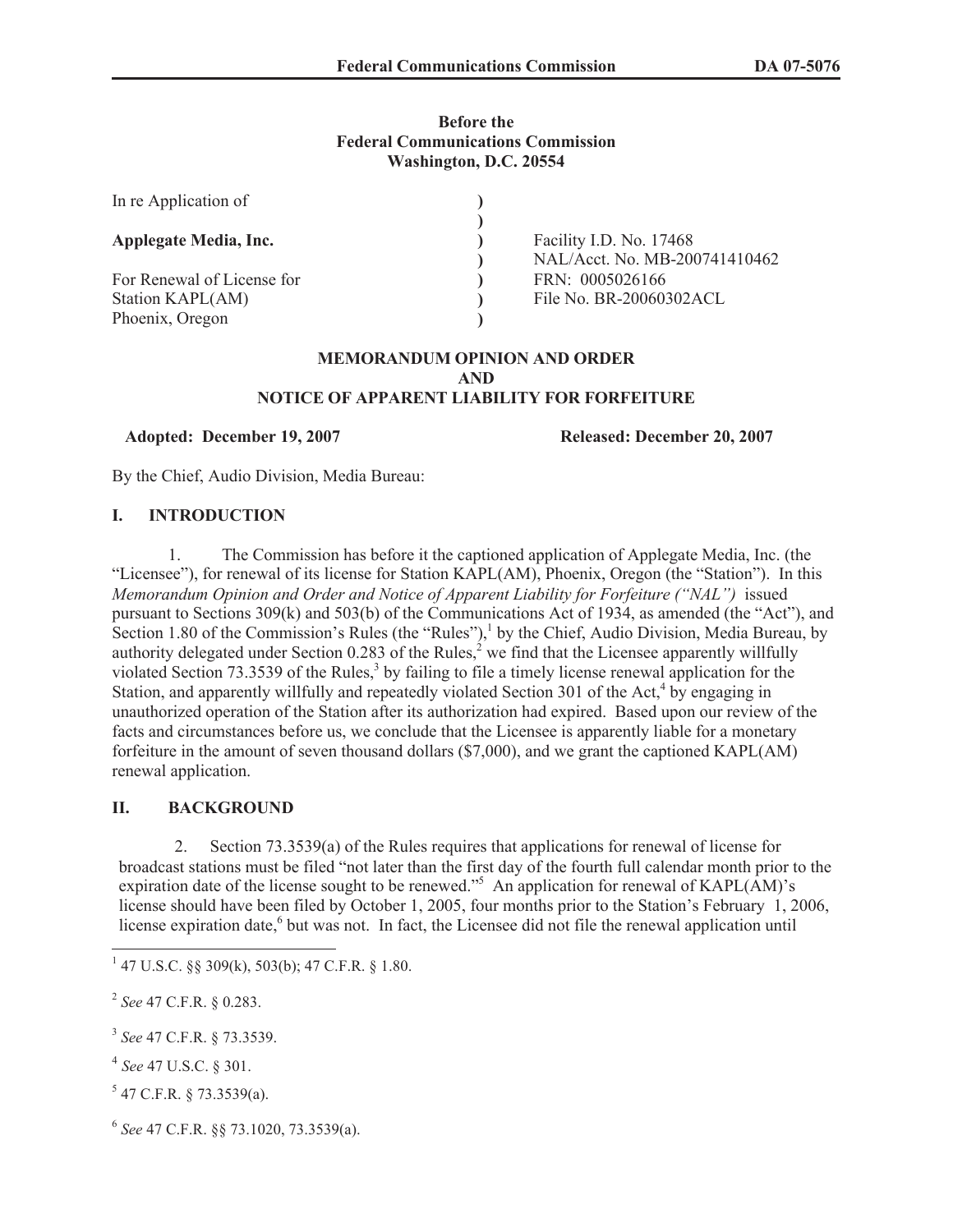**Before the**
**Federal Communications Commission**
**Washington, D.C. 20554**

| | | |
|---|---|---|
| In re Application of | ) | |
| | ) | |
| **Applegate Media, Inc.** | ) | Facility I.D. No. 17468 |
| | ) | NAL/Acct. No. MB-200741410462 |
| For Renewal of License for | ) | FRN: 0005026166 |
| Station KAPL(AM) | ) | File No. BR-20060302ACL |
| Phoenix, Oregon | ) | |

**MEMORANDUM OPINION AND ORDER**
**AND**
**NOTICE OF APPARENT LIABILITY FOR FORFEITURE**

**Adopted: December 19, 2007** **Released: December 20, 2007**

By the Chief, Audio Division, Media Bureau:

## I. INTRODUCTION

1. The Commission has before it the captioned application of Applegate Media, Inc. (the "Licensee"), for renewal of its license for Station KAPL(AM), Phoenix, Oregon (the "Station"). In this *Memorandum Opinion and Order and Notice of Apparent Liability for Forfeiture ("NAL")* issued pursuant to Sections 309(k) and 503(b) of the Communications Act of 1934, as amended (the "Act"), and Section 1.80 of the Commission's Rules (the "Rules"),[1] by the Chief, Audio Division, Media Bureau, by authority delegated under Section 0.283 of the Rules,[2] we find that the Licensee apparently willfully violated Section 73.3539 of the Rules,[3] by failing to file a timely license renewal application for the Station, and apparently willfully and repeatedly violated Section 301 of the Act,[4] by engaging in unauthorized operation of the Station after its authorization had expired. Based upon our review of the facts and circumstances before us, we conclude that the Licensee is apparently liable for a monetary forfeiture in the amount of seven thousand dollars ($7,000), and we grant the captioned KAPL(AM) renewal application.

## II. BACKGROUND

2. Section 73.3539(a) of the Rules requires that applications for renewal of license for broadcast stations must be filed "not later than the first day of the fourth full calendar month prior to the expiration date of the license sought to be renewed."[5] An application for renewal of KAPL(AM)'s license should have been filed by October 1, 2005, four months prior to the Station's February 1, 2006, license expiration date,[6] but was not. In fact, the Licensee did not file the renewal application until

---

[1] 47 U.S.C. §§ 309(k), 503(b); 47 C.F.R. § 1.80.

[2] *See* 47 C.F.R. § 0.283.

[3] *See* 47 C.F.R. § 73.3539.

[4] *See* 47 U.S.C. § 301.

[5] 47 C.F.R. § 73.3539(a).

[6] *See* 47 C.F.R. §§ 73.1020, 73.3539(a).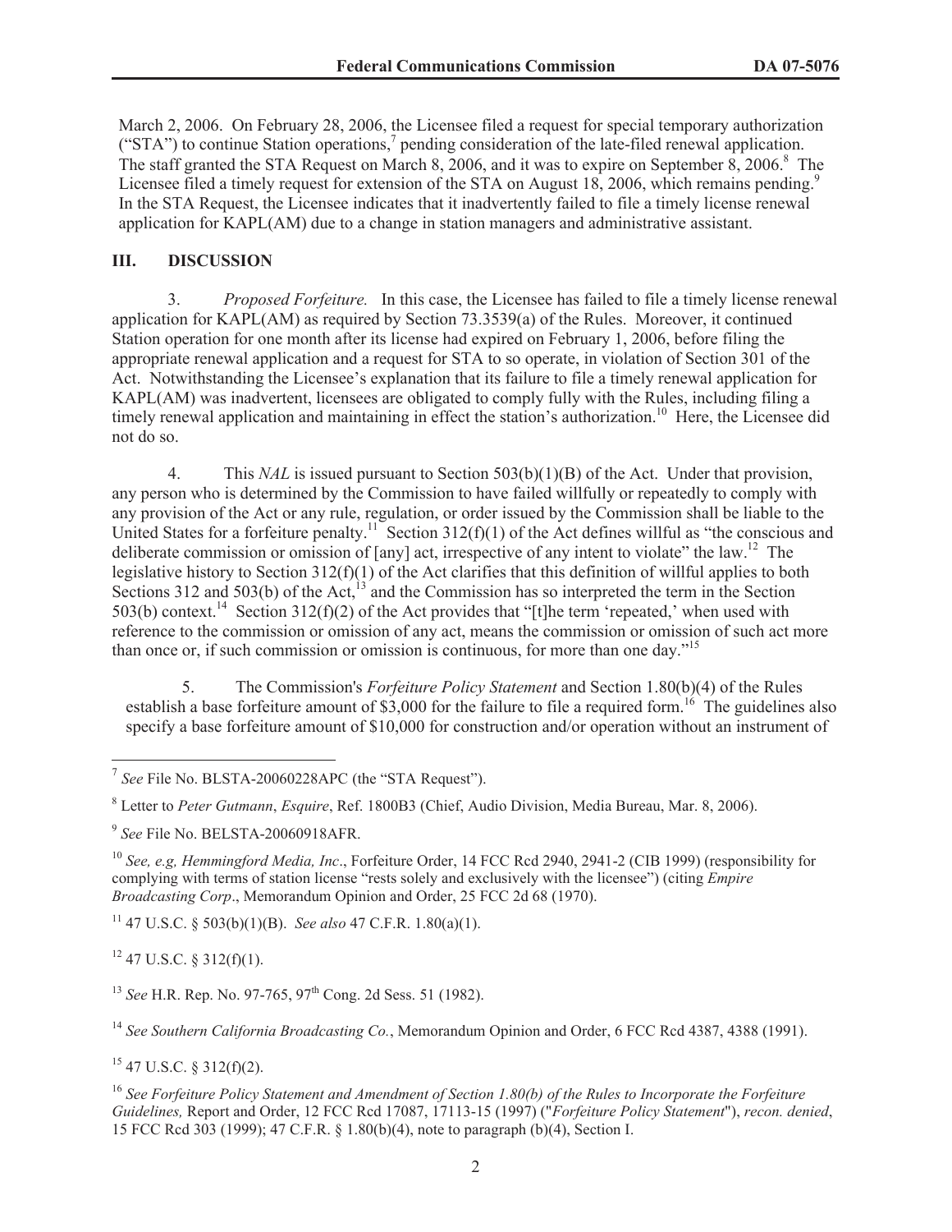March 2, 2006. On February 28, 2006, the Licensee filed a request for special temporary authorization ("STA") to continue Station operations,[7] pending consideration of the late-filed renewal application. The staff granted the STA Request on March 8, 2006, and it was to expire on September 8, 2006.[8] The Licensee filed a timely request for extension of the STA on August 18, 2006, which remains pending.[9] In the STA Request, the Licensee indicates that it inadvertently failed to file a timely license renewal application for KAPL(AM) due to a change in station managers and administrative assistant.

## III. DISCUSSION

3. *Proposed Forfeiture.* In this case, the Licensee has failed to file a timely license renewal application for KAPL(AM) as required by Section 73.3539(a) of the Rules. Moreover, it continued Station operation for one month after its license had expired on February 1, 2006, before filing the appropriate renewal application and a request for STA to so operate, in violation of Section 301 of the Act. Notwithstanding the Licensee's explanation that its failure to file a timely renewal application for KAPL(AM) was inadvertent, licensees are obligated to comply fully with the Rules, including filing a timely renewal application and maintaining in effect the station's authorization.[10] Here, the Licensee did not do so.

4. This *NAL* is issued pursuant to Section 503(b)(1)(B) of the Act. Under that provision, any person who is determined by the Commission to have failed willfully or repeatedly to comply with any provision of the Act or any rule, regulation, or order issued by the Commission shall be liable to the United States for a forfeiture penalty.[11] Section 312(f)(1) of the Act defines willful as "the conscious and deliberate commission or omission of [any] act, irrespective of any intent to violate" the law.[12] The legislative history to Section 312(f)(1) of the Act clarifies that this definition of willful applies to both Sections 312 and 503(b) of the Act,[13] and the Commission has so interpreted the term in the Section 503(b) context.[14] Section 312(f)(2) of the Act provides that "[t]he term 'repeated,' when used with reference to the commission or omission of any act, means the commission or omission of such act more than once or, if such commission or omission is continuous, for more than one day."[15]

5. The Commission's *Forfeiture Policy Statement* and Section 1.80(b)(4) of the Rules establish a base forfeiture amount of $3,000 for the failure to file a required form.[16] The guidelines also specify a base forfeiture amount of $10,000 for construction and/or operation without an instrument of

---

[7] *See* File No. BLSTA-20060228APC (the "STA Request").

[8] Letter to *Peter Gutmann*, *Esquire*, Ref. 1800B3 (Chief, Audio Division, Media Bureau, Mar. 8, 2006).

[9] *See* File No. BELSTA-20060918AFR.

[10] *See, e.g, Hemmingford Media, Inc*., Forfeiture Order, 14 FCC Rcd 2940, 2941-2 (CIB 1999) (responsibility for complying with terms of station license "rests solely and exclusively with the licensee") (citing *Empire Broadcasting Corp*., Memorandum Opinion and Order, 25 FCC 2d 68 (1970).

[11] 47 U.S.C. § 503(b)(1)(B). *See also* 47 C.F.R. 1.80(a)(1).

[12] 47 U.S.C. § 312(f)(1).

[13] *See* H.R. Rep. No. 97-765, 97th Cong. 2d Sess. 51 (1982).

[14] *See Southern California Broadcasting Co.*, Memorandum Opinion and Order, 6 FCC Rcd 4387, 4388 (1991).

[15] 47 U.S.C. § 312(f)(2).

[16] *See Forfeiture Policy Statement and Amendment of Section 1.80(b) of the Rules to Incorporate the Forfeiture Guidelines,* Report and Order, 12 FCC Rcd 17087, 17113-15 (1997) ("*Forfeiture Policy Statement*"), *recon. denied*, 15 FCC Rcd 303 (1999); 47 C.F.R. § 1.80(b)(4), note to paragraph (b)(4), Section I.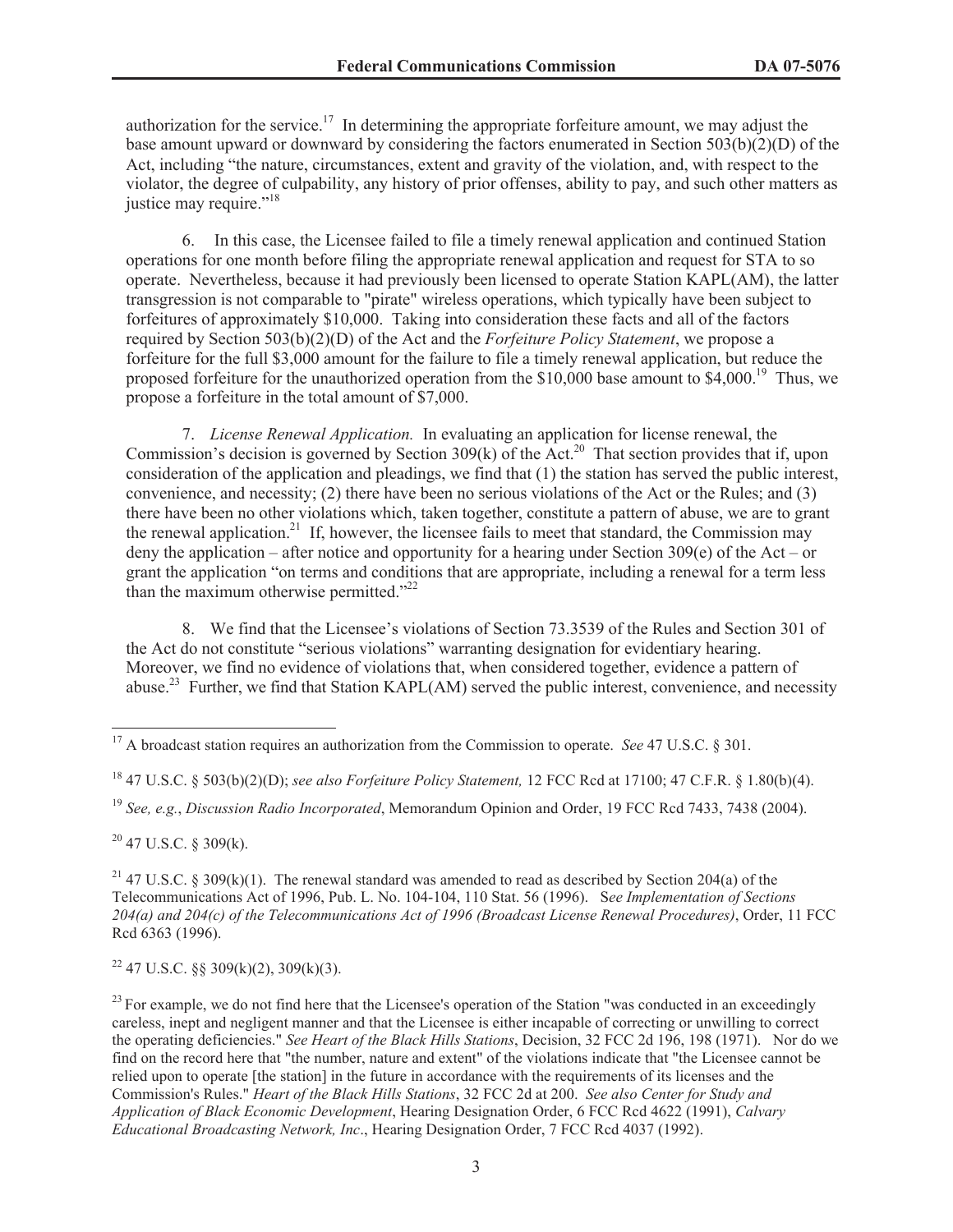authorization for the service.[17] In determining the appropriate forfeiture amount, we may adjust the base amount upward or downward by considering the factors enumerated in Section 503(b)(2)(D) of the Act, including "the nature, circumstances, extent and gravity of the violation, and, with respect to the violator, the degree of culpability, any history of prior offenses, ability to pay, and such other matters as justice may require."[18]

6. In this case, the Licensee failed to file a timely renewal application and continued Station operations for one month before filing the appropriate renewal application and request for STA to so operate. Nevertheless, because it had previously been licensed to operate Station KAPL(AM), the latter transgression is not comparable to "pirate" wireless operations, which typically have been subject to forfeitures of approximately $10,000. Taking into consideration these facts and all of the factors required by Section 503(b)(2)(D) of the Act and the *Forfeiture Policy Statement*, we propose a forfeiture for the full $3,000 amount for the failure to file a timely renewal application, but reduce the proposed forfeiture for the unauthorized operation from the $10,000 base amount to $4,000.[19] Thus, we propose a forfeiture in the total amount of $7,000.

7. *License Renewal Application.* In evaluating an application for license renewal, the Commission's decision is governed by Section 309(k) of the Act.[20] That section provides that if, upon consideration of the application and pleadings, we find that (1) the station has served the public interest, convenience, and necessity; (2) there have been no serious violations of the Act or the Rules; and (3) there have been no other violations which, taken together, constitute a pattern of abuse, we are to grant the renewal application.[21] If, however, the licensee fails to meet that standard, the Commission may deny the application – after notice and opportunity for a hearing under Section 309(e) of the Act – or grant the application "on terms and conditions that are appropriate, including a renewal for a term less than the maximum otherwise permitted."[22]

8. We find that the Licensee's violations of Section 73.3539 of the Rules and Section 301 of the Act do not constitute "serious violations" warranting designation for evidentiary hearing. Moreover, we find no evidence of violations that, when considered together, evidence a pattern of abuse.[23] Further, we find that Station KAPL(AM) served the public interest, convenience, and necessity

---

[17] A broadcast station requires an authorization from the Commission to operate. *See* 47 U.S.C. § 301.

[18] 47 U.S.C. § 503(b)(2)(D); *see also Forfeiture Policy Statement,* 12 FCC Rcd at 17100; 47 C.F.R. § 1.80(b)(4).

[19] *See, e.g.*, *Discussion Radio Incorporated*, Memorandum Opinion and Order, 19 FCC Rcd 7433, 7438 (2004).

[20] 47 U.S.C. § 309(k).

[21] 47 U.S.C. § 309(k)(1). The renewal standard was amended to read as described by Section 204(a) of the Telecommunications Act of 1996, Pub. L. No. 104-104, 110 Stat. 56 (1996). S*ee Implementation of Sections 204(a) and 204(c) of the Telecommunications Act of 1996 (Broadcast License Renewal Procedures)*, Order, 11 FCC Rcd 6363 (1996).

[22] 47 U.S.C. §§ 309(k)(2), 309(k)(3).

[23] For example, we do not find here that the Licensee's operation of the Station "was conducted in an exceedingly careless, inept and negligent manner and that the Licensee is either incapable of correcting or unwilling to correct the operating deficiencies." *See Heart of the Black Hills Stations*, Decision, 32 FCC 2d 196, 198 (1971). Nor do we find on the record here that "the number, nature and extent" of the violations indicate that "the Licensee cannot be relied upon to operate [the station] in the future in accordance with the requirements of its licenses and the Commission's Rules." *Heart of the Black Hills Stations*, 32 FCC 2d at 200. *See also Center for Study and Application of Black Economic Development*, Hearing Designation Order, 6 FCC Rcd 4622 (1991), *Calvary Educational Broadcasting Network, Inc*., Hearing Designation Order, 7 FCC Rcd 4037 (1992).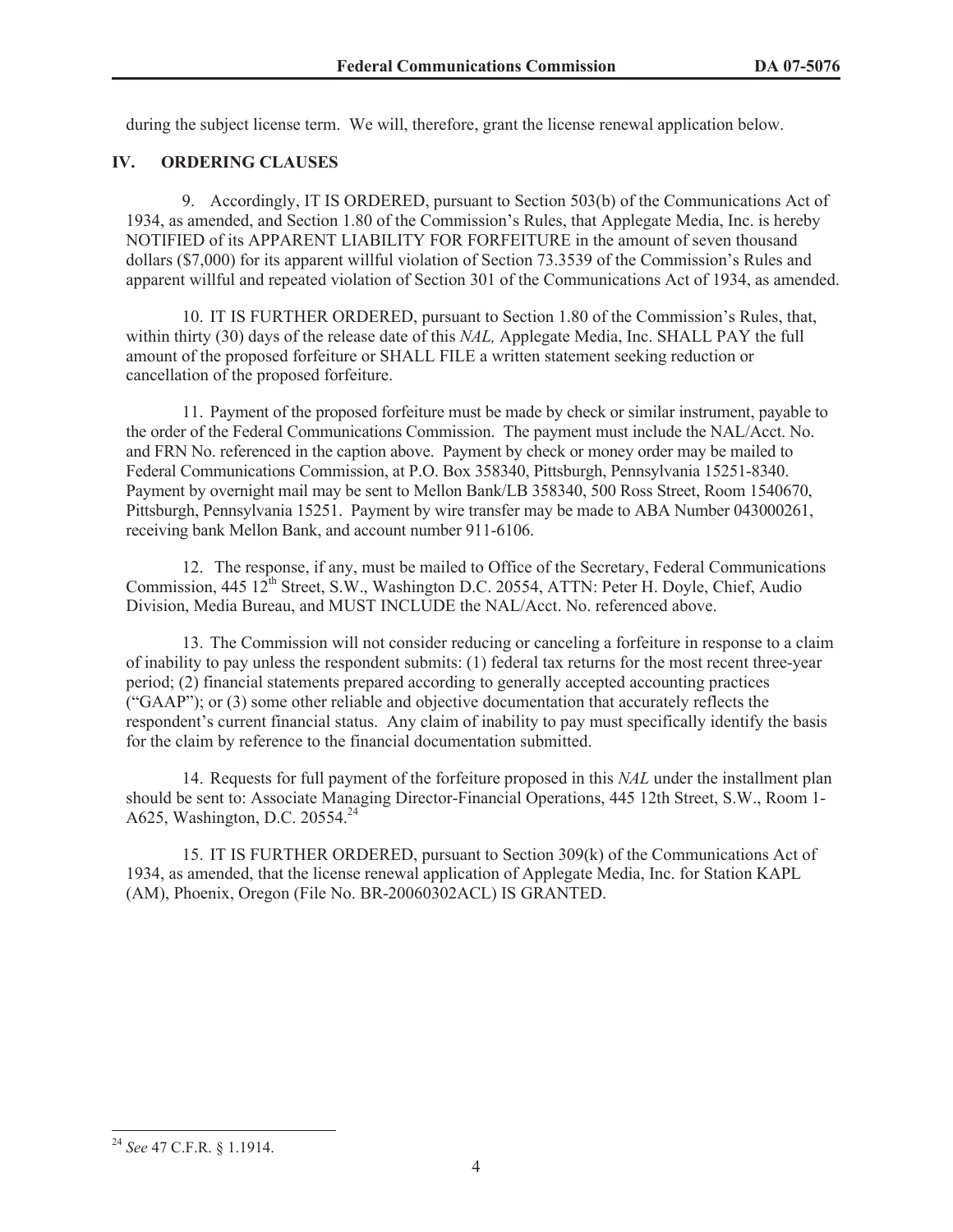during the subject license term. We will, therefore, grant the license renewal application below.

## IV. ORDERING CLAUSES

9. Accordingly, IT IS ORDERED, pursuant to Section 503(b) of the Communications Act of 1934, as amended, and Section 1.80 of the Commission's Rules, that Applegate Media, Inc. is hereby NOTIFIED of its APPARENT LIABILITY FOR FORFEITURE in the amount of seven thousand dollars ($7,000) for its apparent willful violation of Section 73.3539 of the Commission's Rules and apparent willful and repeated violation of Section 301 of the Communications Act of 1934, as amended.

10. IT IS FURTHER ORDERED, pursuant to Section 1.80 of the Commission's Rules, that, within thirty (30) days of the release date of this *NAL,* Applegate Media, Inc. SHALL PAY the full amount of the proposed forfeiture or SHALL FILE a written statement seeking reduction or cancellation of the proposed forfeiture.

11. Payment of the proposed forfeiture must be made by check or similar instrument, payable to the order of the Federal Communications Commission. The payment must include the NAL/Acct. No. and FRN No. referenced in the caption above. Payment by check or money order may be mailed to Federal Communications Commission, at P.O. Box 358340, Pittsburgh, Pennsylvania 15251-8340. Payment by overnight mail may be sent to Mellon Bank/LB 358340, 500 Ross Street, Room 1540670, Pittsburgh, Pennsylvania 15251. Payment by wire transfer may be made to ABA Number 043000261, receiving bank Mellon Bank, and account number 911-6106.

12. The response, if any, must be mailed to Office of the Secretary, Federal Communications Commission, 445 12th Street, S.W., Washington D.C. 20554, ATTN: Peter H. Doyle, Chief, Audio Division, Media Bureau, and MUST INCLUDE the NAL/Acct. No. referenced above.

13. The Commission will not consider reducing or canceling a forfeiture in response to a claim of inability to pay unless the respondent submits: (1) federal tax returns for the most recent three-year period; (2) financial statements prepared according to generally accepted accounting practices ("GAAP"); or (3) some other reliable and objective documentation that accurately reflects the respondent's current financial status. Any claim of inability to pay must specifically identify the basis for the claim by reference to the financial documentation submitted.

14. Requests for full payment of the forfeiture proposed in this *NAL* under the installment plan should be sent to: Associate Managing Director-Financial Operations, 445 12th Street, S.W., Room 1-A625, Washington, D.C. 20554.[24]

15. IT IS FURTHER ORDERED, pursuant to Section 309(k) of the Communications Act of 1934, as amended, that the license renewal application of Applegate Media, Inc. for Station KAPL (AM), Phoenix, Oregon (File No. BR-20060302ACL) IS GRANTED.

---

[24] *See* 47 C.F.R. § 1.1914.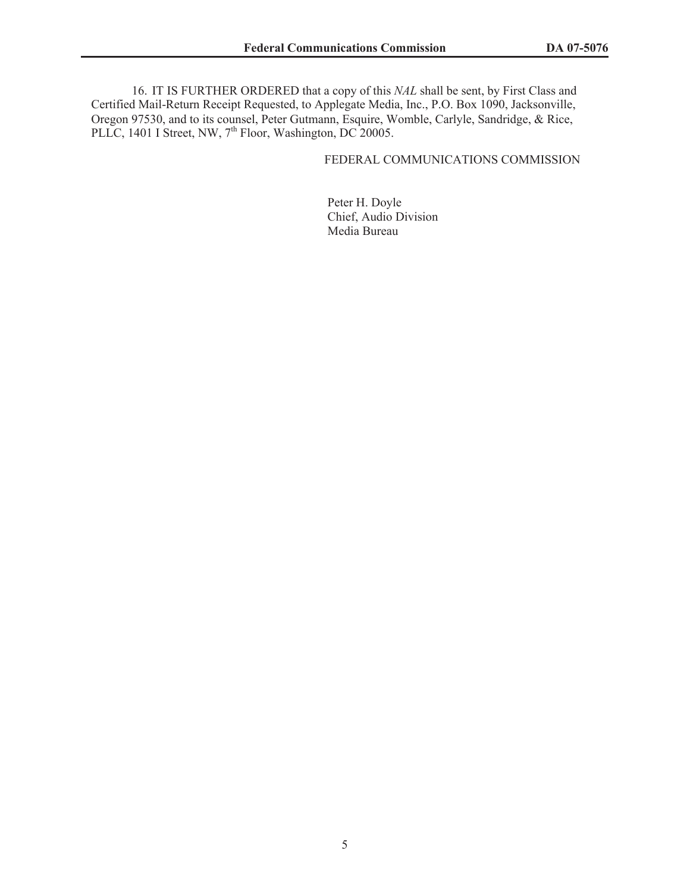16. IT IS FURTHER ORDERED that a copy of this *NAL* shall be sent, by First Class and Certified Mail-Return Receipt Requested, to Applegate Media, Inc., P.O. Box 1090, Jacksonville, Oregon 97530, and to its counsel, Peter Gutmann, Esquire, Womble, Carlyle, Sandridge, & Rice, PLLC, 1401 I Street, NW, 7th Floor, Washington, DC 20005.

FEDERAL COMMUNICATIONS COMMISSION

Peter H. Doyle
Chief, Audio Division
Media Bureau